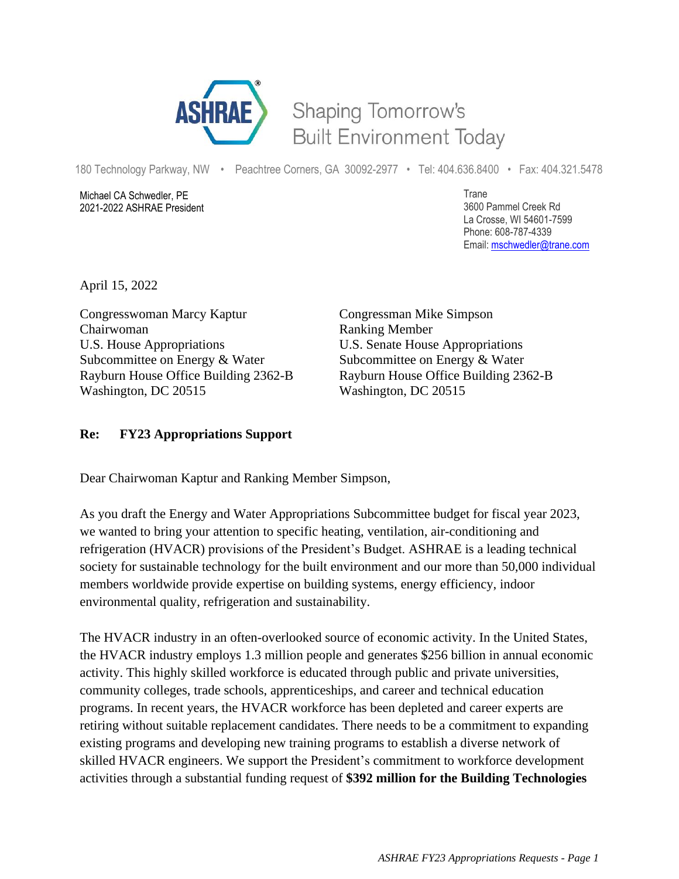ASHRAE

Shaping Tomorrow's Built Environment Today

180 Technology Parkway, NW • Peachtree Corners, GA 30092-2977 • Tel: 404.636.8400 • Fax: 404.321.5478

Michael CA Schwedler, PE
2021-2022 ASHRAE President

Trane
3600 Pammel Creek Rd
La Crosse, WI 54601-7599
Phone: 608-787-4339
Email: mschwedler@trane.com

April 15, 2022

Congresswoman Marcy Kaptur
Chairwoman
U.S. House Appropriations
Subcommittee on Energy & Water
Rayburn House Office Building 2362-B
Washington, DC 20515

Congressman Mike Simpson
Ranking Member
U.S. Senate House Appropriations
Subcommittee on Energy & Water
Rayburn House Office Building 2362-B
Washington, DC 20515

**Re: FY23 Appropriations Support**

Dear Chairwoman Kaptur and Ranking Member Simpson,

As you draft the Energy and Water Appropriations Subcommittee budget for fiscal year 2023, we wanted to bring your attention to specific heating, ventilation, air-conditioning and refrigeration (HVACR) provisions of the President's Budget. ASHRAE is a leading technical society for sustainable technology for the built environment and our more than 50,000 individual members worldwide provide expertise on building systems, energy efficiency, indoor environmental quality, refrigeration and sustainability.

The HVACR industry in an often-overlooked source of economic activity. In the United States, the HVACR industry employs 1.3 million people and generates $256 billion in annual economic activity. This highly skilled workforce is educated through public and private universities, community colleges, trade schools, apprenticeships, and career and technical education programs. In recent years, the HVACR workforce has been depleted and career experts are retiring without suitable replacement candidates. There needs to be a commitment to expanding existing programs and developing new training programs to establish a diverse network of skilled HVACR engineers. We support the President's commitment to workforce development activities through a substantial funding request of **$392 million for the Building Technologies**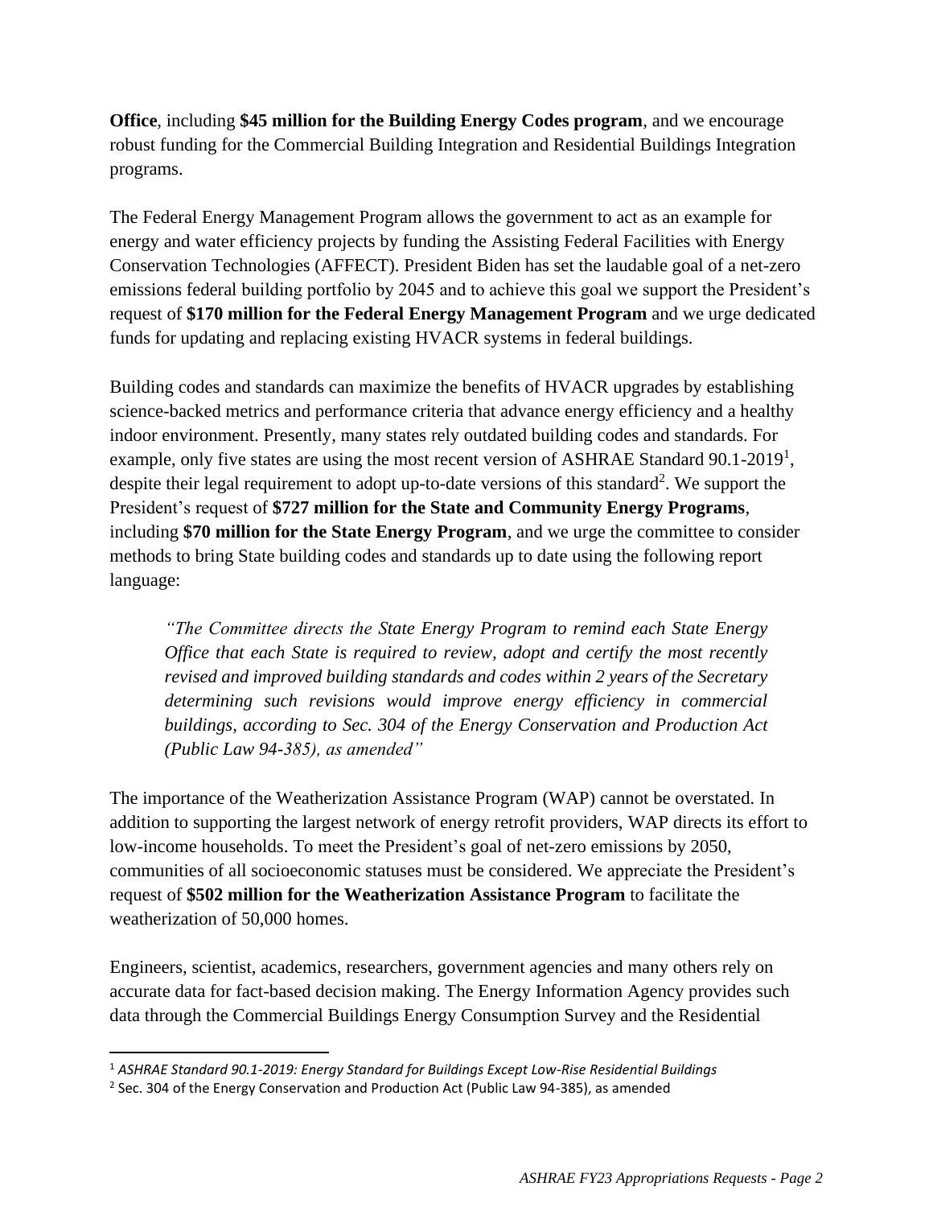**Office**, including **$45 million for the Building Energy Codes program**, and we encourage robust funding for the Commercial Building Integration and Residential Buildings Integration programs.

The Federal Energy Management Program allows the government to act as an example for energy and water efficiency projects by funding the Assisting Federal Facilities with Energy Conservation Technologies (AFFECT). President Biden has set the laudable goal of a net-zero emissions federal building portfolio by 2045 and to achieve this goal we support the President's request of **$170 million for the Federal Energy Management Program** and we urge dedicated funds for updating and replacing existing HVACR systems in federal buildings.

Building codes and standards can maximize the benefits of HVACR upgrades by establishing science-backed metrics and performance criteria that advance energy efficiency and a healthy indoor environment. Presently, many states rely outdated building codes and standards. For example, only five states are using the most recent version of ASHRAE Standard 90.1-2019[1], despite their legal requirement to adopt up-to-date versions of this standard[2]. We support the President's request of **$727 million for the State and Community Energy Programs**, including **$70 million for the State Energy Program**, and we urge the committee to consider methods to bring State building codes and standards up to date using the following report language:

> *"The Committee directs the State Energy Program to remind each State Energy Office that each State is required to review, adopt and certify the most recently revised and improved building standards and codes within 2 years of the Secretary determining such revisions would improve energy efficiency in commercial buildings, according to Sec. 304 of the Energy Conservation and Production Act (Public Law 94-385), as amended"*

The importance of the Weatherization Assistance Program (WAP) cannot be overstated. In addition to supporting the largest network of energy retrofit providers, WAP directs its effort to low-income households. To meet the President's goal of net-zero emissions by 2050, communities of all socioeconomic statuses must be considered. We appreciate the President's request of **$502 million for the Weatherization Assistance Program** to facilitate the weatherization of 50,000 homes.

Engineers, scientist, academics, researchers, government agencies and many others rely on accurate data for fact-based decision making. The Energy Information Agency provides such data through the Commercial Buildings Energy Consumption Survey and the Residential

[1] *ASHRAE Standard 90.1-2019: Energy Standard for Buildings Except Low-Rise Residential Buildings*

[2] Sec. 304 of the Energy Conservation and Production Act (Public Law 94-385), as amended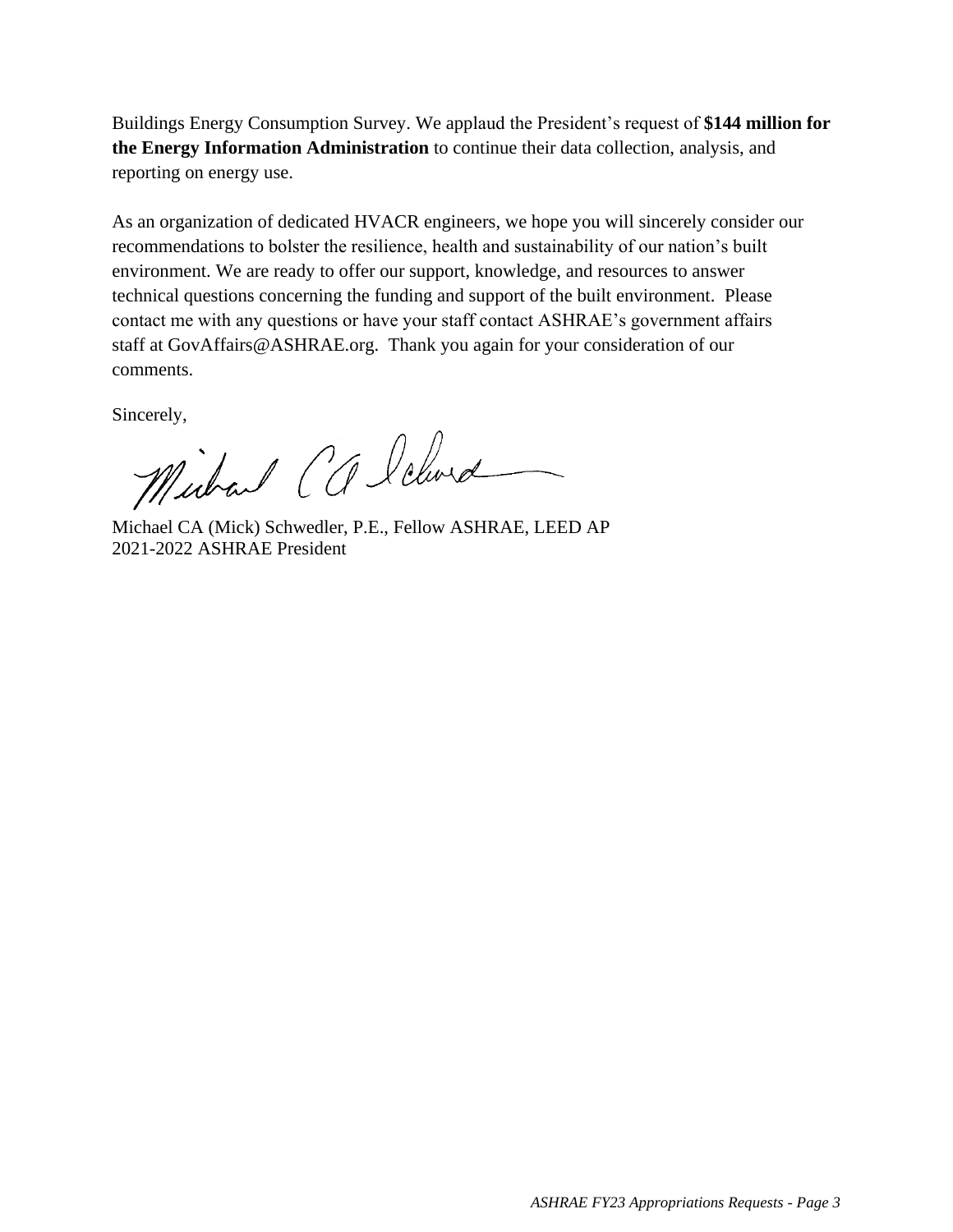Buildings Energy Consumption Survey. We applaud the President's request of **$144 million for the Energy Information Administration** to continue their data collection, analysis, and reporting on energy use.

As an organization of dedicated HVACR engineers, we hope you will sincerely consider our recommendations to bolster the resilience, health and sustainability of our nation's built environment. We are ready to offer our support, knowledge, and resources to answer technical questions concerning the funding and support of the built environment. Please contact me with any questions or have your staff contact ASHRAE's government affairs staff at GovAffairs@ASHRAE.org. Thank you again for your consideration of our comments.

Sincerely,

Michael CA (Mick) Schwedler, P.E., Fellow ASHRAE, LEED AP
2021-2022 ASHRAE President